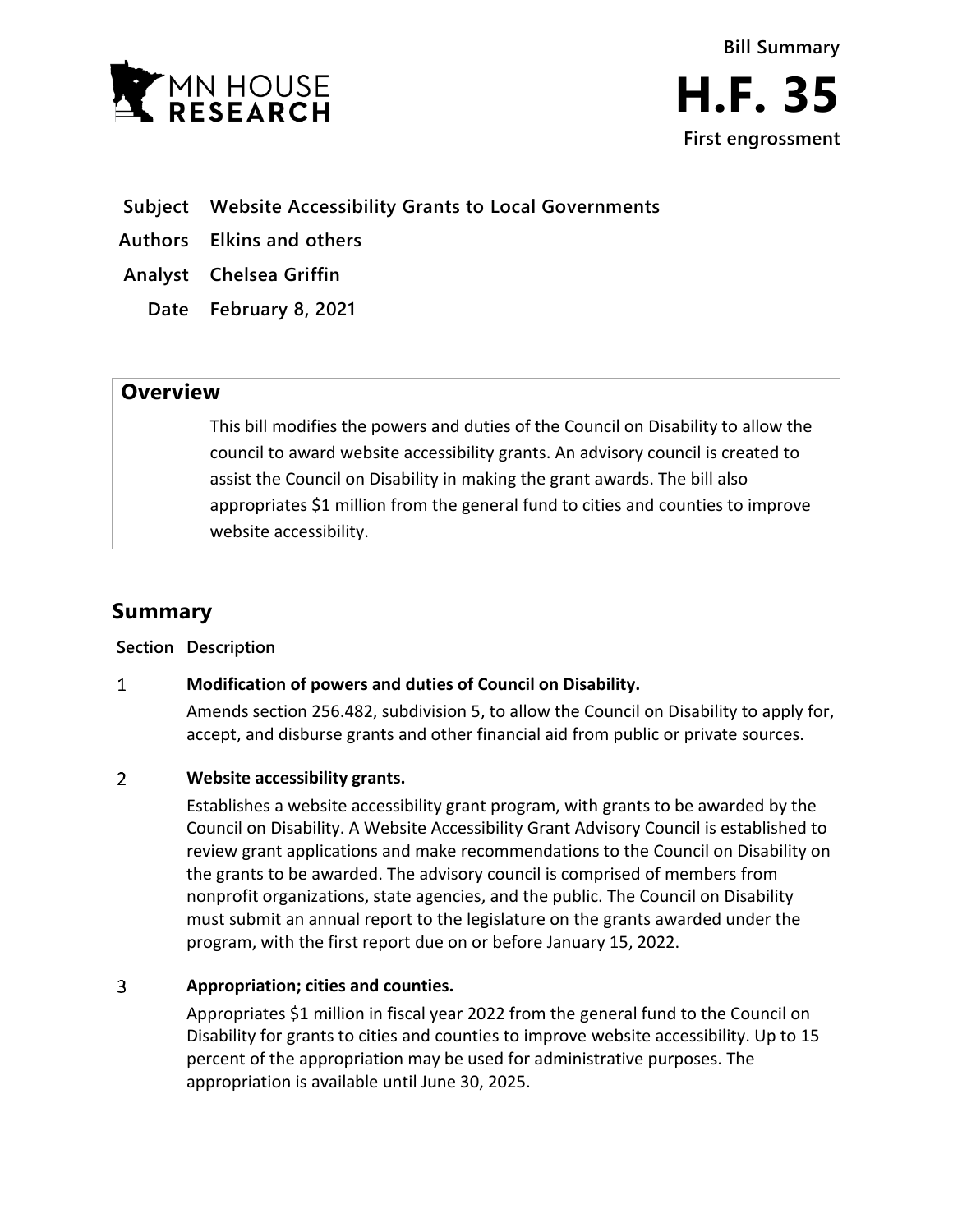Bill Summary

# H.F. 35

**First engrossment**

| | |
|---|---|
| **Subject** | **Website Accessibility Grants to Local Governments** |
| **Authors** | **Elkins and others** |
| **Analyst** | **Chelsea Griffin** |
| **Date** | **February 8, 2021** |

## Overview

This bill modifies the powers and duties of the Council on Disability to allow the council to award website accessibility grants. An advisory council is created to assist the Council on Disability in making the grant awards. The bill also appropriates $1 million from the general fund to cities and counties to improve website accessibility.

## Summary

| Section | Description |
|---|---|
| 1 | **Modification of powers and duties of Council on Disability.** Amends section 256.482, subdivision 5, to allow the Council on Disability to apply for, accept, and disburse grants and other financial aid from public or private sources. |
| 2 | **Website accessibility grants.** Establishes a website accessibility grant program, with grants to be awarded by the Council on Disability. A Website Accessibility Grant Advisory Council is established to review grant applications and make recommendations to the Council on Disability on the grants to be awarded. The advisory council is comprised of members from nonprofit organizations, state agencies, and the public. The Council on Disability must submit an annual report to the legislature on the grants awarded under the program, with the first report due on or before January 15, 2022. |
| 3 | **Appropriation; cities and counties.** Appropriates $1 million in fiscal year 2022 from the general fund to the Council on Disability for grants to cities and counties to improve website accessibility. Up to 15 percent of the appropriation may be used for administrative purposes. The appropriation is available until June 30, 2025. |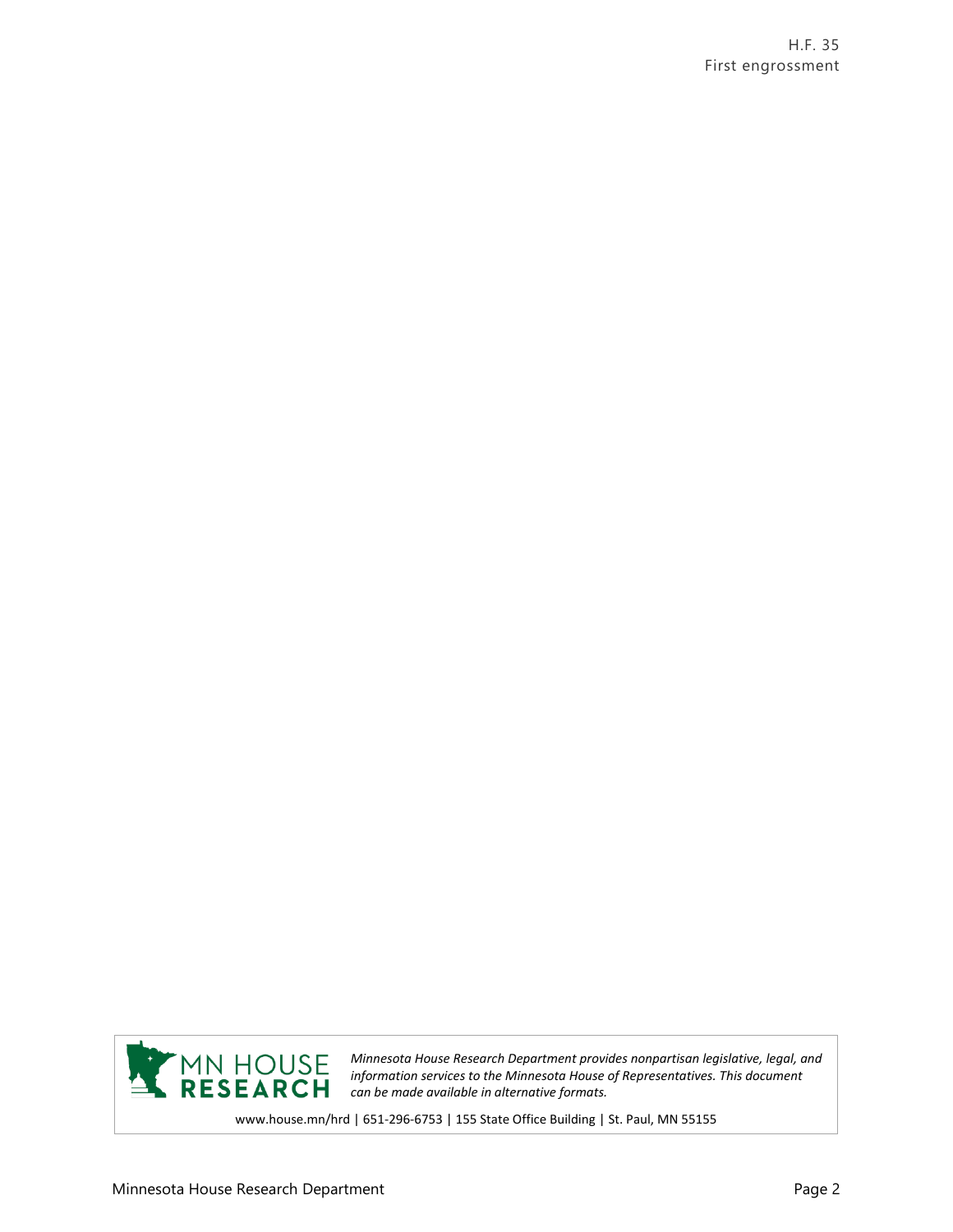MN HOUSE RESEARCH

*Minnesota House Research Department provides nonpartisan legislative, legal, and information services to the Minnesota House of Representatives. This document can be made available in alternative formats.*

www.house.mn/hrd | 651-296-6753 | 155 State Office Building | St. Paul, MN 55155